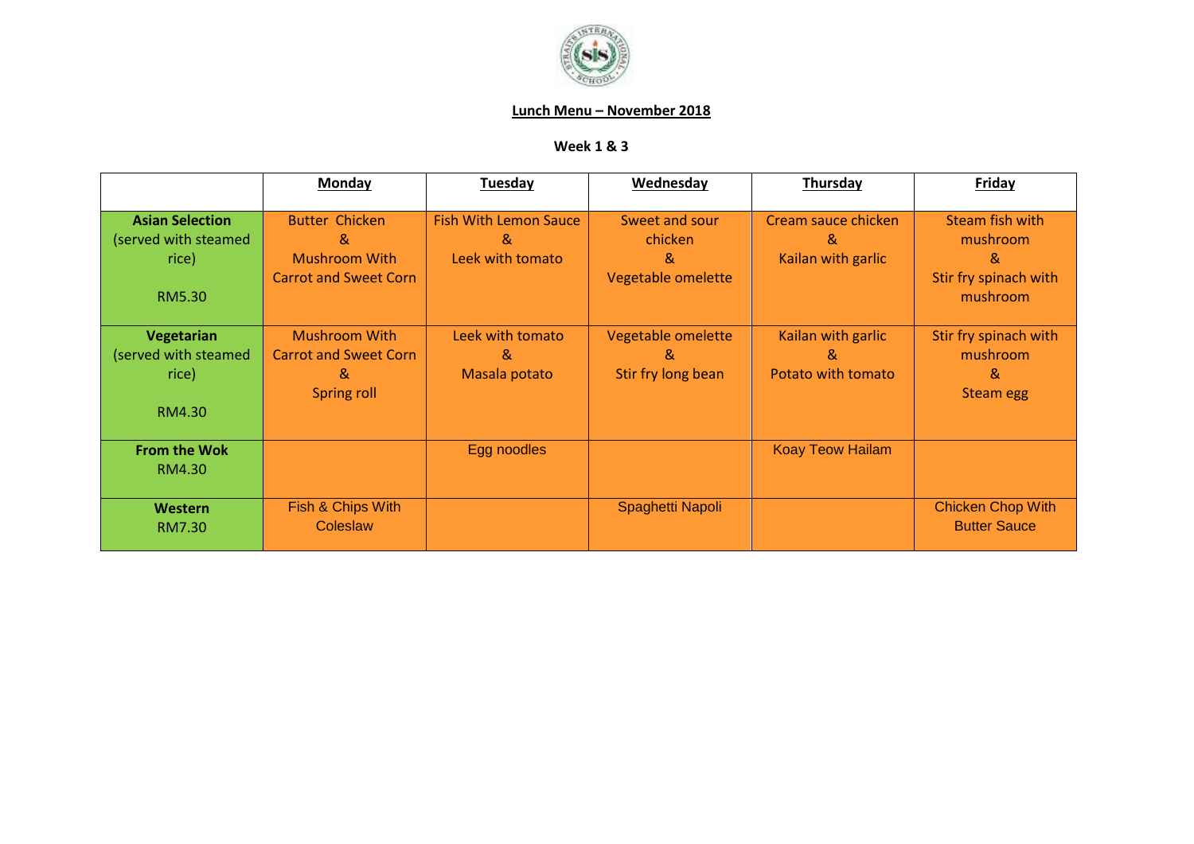**Lunch Menu – November 2018**

**Week 1 & 3**

| | Monday | Tuesday | Wednesday | Thursday | Friday |
|---|---|---|---|---|---|
| **Asian Selection** (served with steamed rice) RM5.30 | Butter Chicken & Mushroom With Carrot and Sweet Corn | Fish With Lemon Sauce & Leek with tomato | Sweet and sour chicken & Vegetable omelette | Cream sauce chicken & Kailan with garlic | Steam fish with mushroom & Stir fry spinach with mushroom |
| **Vegetarian** (served with steamed rice) RM4.30 | Mushroom With Carrot and Sweet Corn & Spring roll | Leek with tomato & Masala potato | Vegetable omelette & Stir fry long bean | Kailan with garlic & Potato with tomato | Stir fry spinach with mushroom & Steam egg |
| **From the Wok** RM4.30 | | Egg noodles | | Koay Teow Hailam | |
| **Western** RM7.30 | Fish & Chips With Coleslaw | | Spaghetti Napoli | | Chicken Chop With Butter Sauce |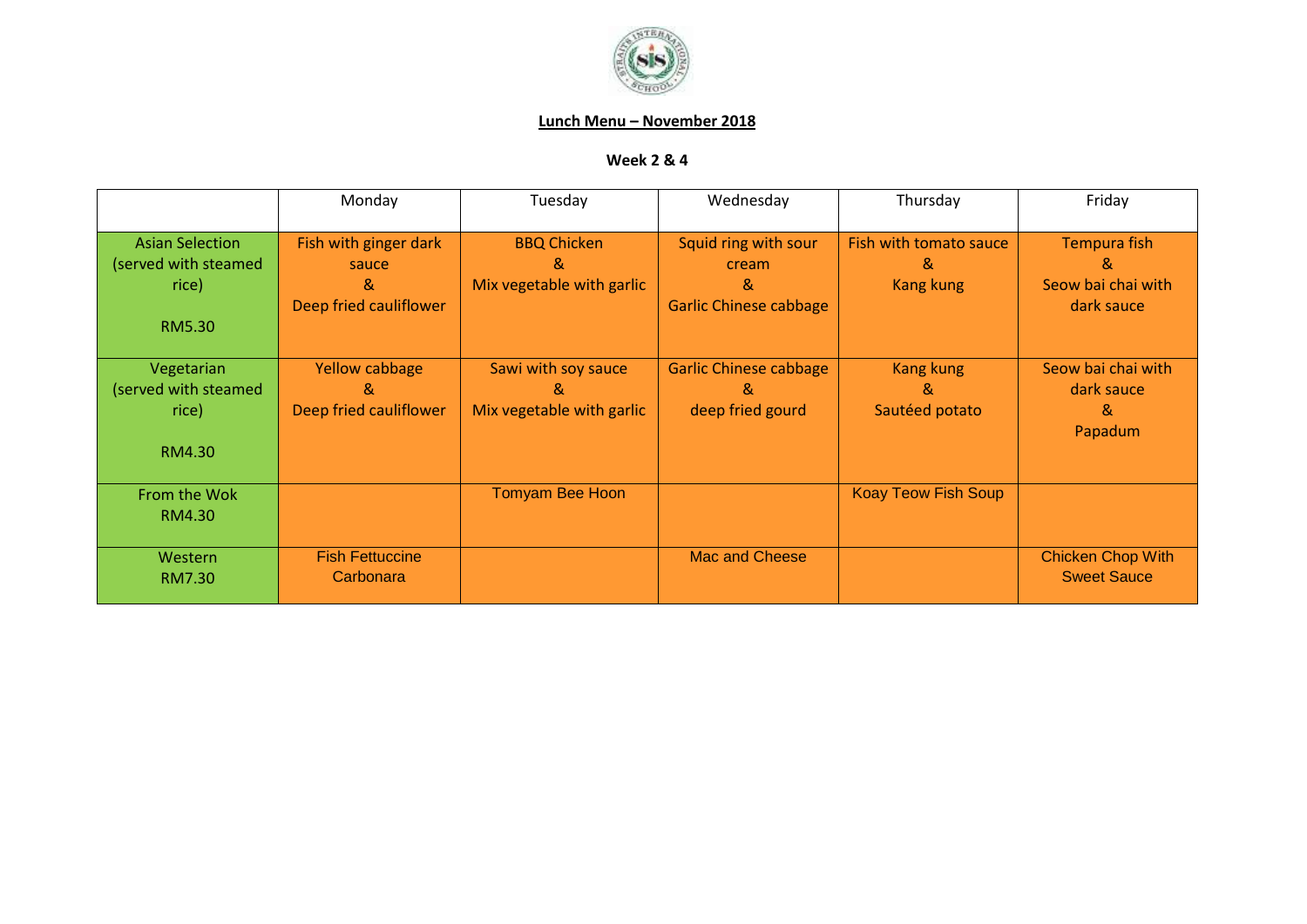**Lunch Menu – November 2018**

**Week 2 & 4**

| | Monday | Tuesday | Wednesday | Thursday | Friday |
|---|---|---|---|---|---|
| Asian Selection (served with steamed rice) RM5.30 | Fish with ginger dark sauce & Deep fried cauliflower | BBQ Chicken & Mix vegetable with garlic | Squid ring with sour cream & Garlic Chinese cabbage | Fish with tomato sauce & Kang kung | Tempura fish & Seow bai chai with dark sauce |
| Vegetarian (served with steamed rice) RM4.30 | Yellow cabbage & Deep fried cauliflower | Sawi with soy sauce & Mix vegetable with garlic | Garlic Chinese cabbage & deep fried gourd | Kang kung & Sautéed potato | Seow bai chai with dark sauce & Papadum |
| From the Wok RM4.30 | | Tomyam Bee Hoon | | Koay Teow Fish Soup | |
| Western RM7.30 | Fish Fettuccine Carbonara | | Mac and Cheese | | Chicken Chop With Sweet Sauce |